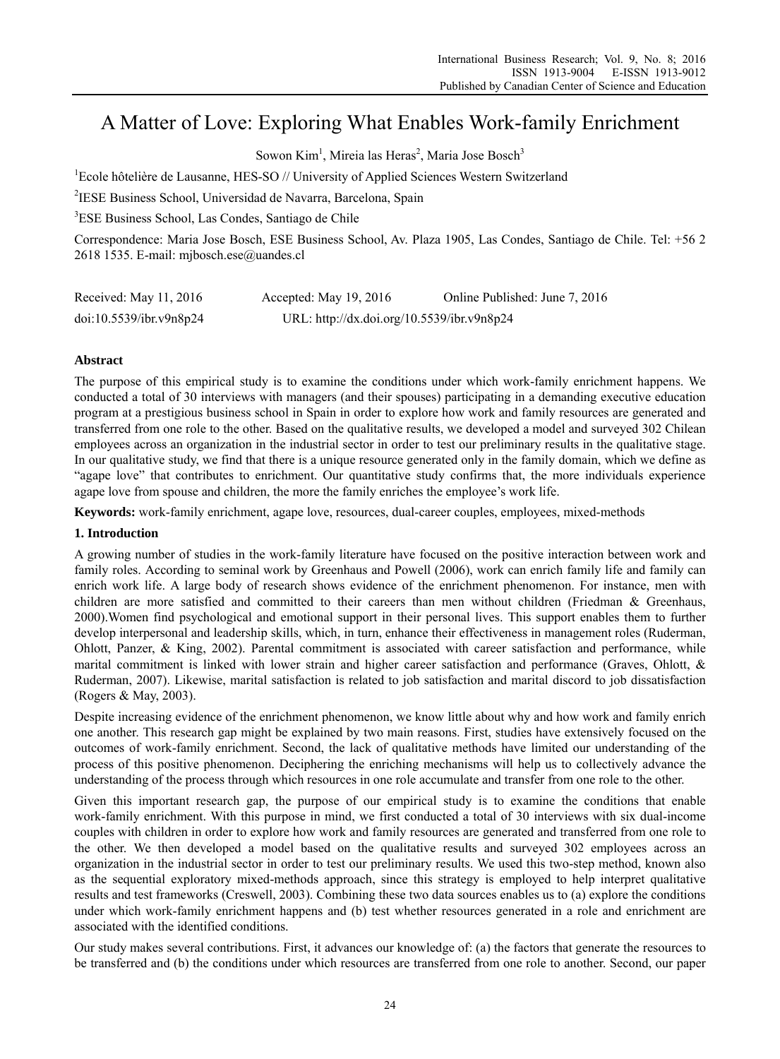# A Matter of Love: Exploring What Enables Work-family Enrichment

Sowon Kim[1], Mireia las Heras[2], Maria Jose Bosch[3]

[1]Ecole hôtelière de Lausanne, HES-SO // University of Applied Sciences Western Switzerland

[2]IESE Business School, Universidad de Navarra, Barcelona, Spain

[3]ESE Business School, Las Condes, Santiago de Chile

Correspondence: Maria Jose Bosch, ESE Business School, Av. Plaza 1905, Las Condes, Santiago de Chile. Tel: +56 2 2618 1535. E-mail: mjbosch.ese@uandes.cl

Received: May 11, 2016 Accepted: May 19, 2016 Online Published: June 7, 2016

doi:10.5539/ibr.v9n8p24 URL: http://dx.doi.org/10.5539/ibr.v9n8p24

## Abstract

The purpose of this empirical study is to examine the conditions under which work-family enrichment happens. We conducted a total of 30 interviews with managers (and their spouses) participating in a demanding executive education program at a prestigious business school in Spain in order to explore how work and family resources are generated and transferred from one role to the other. Based on the qualitative results, we developed a model and surveyed 302 Chilean employees across an organization in the industrial sector in order to test our preliminary results in the qualitative stage. In our qualitative study, we find that there is a unique resource generated only in the family domain, which we define as "agape love" that contributes to enrichment. Our quantitative study confirms that, the more individuals experience agape love from spouse and children, the more the family enriches the employee's work life.

**Keywords:** work-family enrichment, agape love, resources, dual-career couples, employees, mixed-methods

## 1. Introduction

A growing number of studies in the work-family literature have focused on the positive interaction between work and family roles. According to seminal work by Greenhaus and Powell (2006), work can enrich family life and family can enrich work life. A large body of research shows evidence of the enrichment phenomenon. For instance, men with children are more satisfied and committed to their careers than men without children (Friedman & Greenhaus, 2000).Women find psychological and emotional support in their personal lives. This support enables them to further develop interpersonal and leadership skills, which, in turn, enhance their effectiveness in management roles (Ruderman, Ohlott, Panzer, & King, 2002). Parental commitment is associated with career satisfaction and performance, while marital commitment is linked with lower strain and higher career satisfaction and performance (Graves, Ohlott, & Ruderman, 2007). Likewise, marital satisfaction is related to job satisfaction and marital discord to job dissatisfaction (Rogers & May, 2003).

Despite increasing evidence of the enrichment phenomenon, we know little about why and how work and family enrich one another. This research gap might be explained by two main reasons. First, studies have extensively focused on the outcomes of work-family enrichment. Second, the lack of qualitative methods have limited our understanding of the process of this positive phenomenon. Deciphering the enriching mechanisms will help us to collectively advance the understanding of the process through which resources in one role accumulate and transfer from one role to the other.

Given this important research gap, the purpose of our empirical study is to examine the conditions that enable work-family enrichment. With this purpose in mind, we first conducted a total of 30 interviews with six dual-income couples with children in order to explore how work and family resources are generated and transferred from one role to the other. We then developed a model based on the qualitative results and surveyed 302 employees across an organization in the industrial sector in order to test our preliminary results. We used this two-step method, known also as the sequential exploratory mixed-methods approach, since this strategy is employed to help interpret qualitative results and test frameworks (Creswell, 2003). Combining these two data sources enables us to (a) explore the conditions under which work-family enrichment happens and (b) test whether resources generated in a role and enrichment are associated with the identified conditions.

Our study makes several contributions. First, it advances our knowledge of: (a) the factors that generate the resources to be transferred and (b) the conditions under which resources are transferred from one role to another. Second, our paper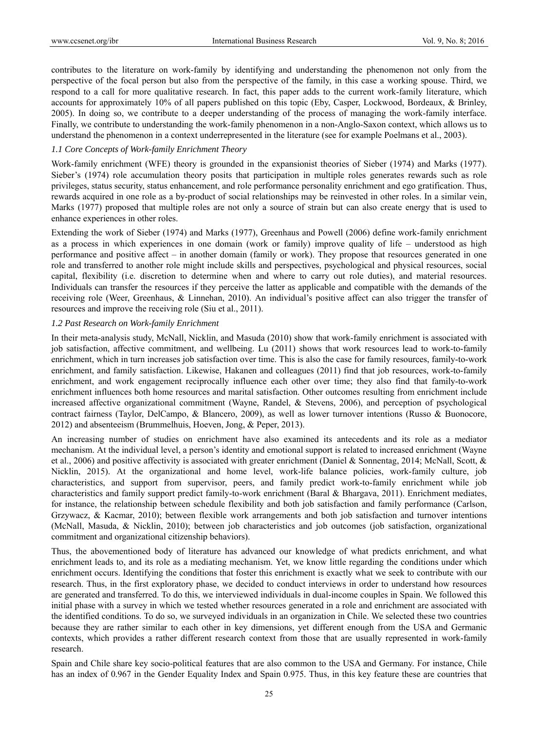contributes to the literature on work-family by identifying and understanding the phenomenon not only from the perspective of the focal person but also from the perspective of the family, in this case a working spouse. Third, we respond to a call for more qualitative research. In fact, this paper adds to the current work-family literature, which accounts for approximately 10% of all papers published on this topic (Eby, Casper, Lockwood, Bordeaux, & Brinley, 2005). In doing so, we contribute to a deeper understanding of the process of managing the work-family interface. Finally, we contribute to understanding the work-family phenomenon in a non-Anglo-Saxon context, which allows us to understand the phenomenon in a context underrepresented in the literature (see for example Poelmans et al., 2003).

### *1.1 Core Concepts of Work-family Enrichment Theory*

Work-family enrichment (WFE) theory is grounded in the expansionist theories of Sieber (1974) and Marks (1977). Sieber's (1974) role accumulation theory posits that participation in multiple roles generates rewards such as role privileges, status security, status enhancement, and role performance personality enrichment and ego gratification. Thus, rewards acquired in one role as a by-product of social relationships may be reinvested in other roles. In a similar vein, Marks (1977) proposed that multiple roles are not only a source of strain but can also create energy that is used to enhance experiences in other roles.

Extending the work of Sieber (1974) and Marks (1977), Greenhaus and Powell (2006) define work-family enrichment as a process in which experiences in one domain (work or family) improve quality of life – understood as high performance and positive affect – in another domain (family or work). They propose that resources generated in one role and transferred to another role might include skills and perspectives, psychological and physical resources, social capital, flexibility (i.e. discretion to determine when and where to carry out role duties), and material resources. Individuals can transfer the resources if they perceive the latter as applicable and compatible with the demands of the receiving role (Weer, Greenhaus, & Linnehan, 2010). An individual's positive affect can also trigger the transfer of resources and improve the receiving role (Siu et al., 2011).

### *1.2 Past Research on Work-family Enrichment*

In their meta-analysis study, McNall, Nicklin, and Masuda (2010) show that work-family enrichment is associated with job satisfaction, affective commitment, and wellbeing. Lu (2011) shows that work resources lead to work-to-family enrichment, which in turn increases job satisfaction over time. This is also the case for family resources, family-to-work enrichment, and family satisfaction. Likewise, Hakanen and colleagues (2011) find that job resources, work-to-family enrichment, and work engagement reciprocally influence each other over time; they also find that family-to-work enrichment influences both home resources and marital satisfaction. Other outcomes resulting from enrichment include increased affective organizational commitment (Wayne, Randel, & Stevens, 2006), and perception of psychological contract fairness (Taylor, DelCampo, & Blancero, 2009), as well as lower turnover intentions (Russo & Buonocore, 2012) and absenteeism (Brummelhuis, Hoeven, Jong, & Peper, 2013).

An increasing number of studies on enrichment have also examined its antecedents and its role as a mediator mechanism. At the individual level, a person's identity and emotional support is related to increased enrichment (Wayne et al., 2006) and positive affectivity is associated with greater enrichment (Daniel & Sonnentag, 2014; McNall, Scott, & Nicklin, 2015). At the organizational and home level, work-life balance policies, work-family culture, job characteristics, and support from supervisor, peers, and family predict work-to-family enrichment while job characteristics and family support predict family-to-work enrichment (Baral & Bhargava, 2011). Enrichment mediates, for instance, the relationship between schedule flexibility and both job satisfaction and family performance (Carlson, Grzywacz, & Kacmar, 2010); between flexible work arrangements and both job satisfaction and turnover intentions (McNall, Masuda, & Nicklin, 2010); between job characteristics and job outcomes (job satisfaction, organizational commitment and organizational citizenship behaviors).

Thus, the abovementioned body of literature has advanced our knowledge of what predicts enrichment, and what enrichment leads to, and its role as a mediating mechanism. Yet, we know little regarding the conditions under which enrichment occurs. Identifying the conditions that foster this enrichment is exactly what we seek to contribute with our research. Thus, in the first exploratory phase, we decided to conduct interviews in order to understand how resources are generated and transferred. To do this, we interviewed individuals in dual-income couples in Spain. We followed this initial phase with a survey in which we tested whether resources generated in a role and enrichment are associated with the identified conditions. To do so, we surveyed individuals in an organization in Chile. We selected these two countries because they are rather similar to each other in key dimensions, yet different enough from the USA and Germanic contexts, which provides a rather different research context from those that are usually represented in work-family research.

Spain and Chile share key socio-political features that are also common to the USA and Germany. For instance, Chile has an index of 0.967 in the Gender Equality Index and Spain 0.975. Thus, in this key feature these are countries that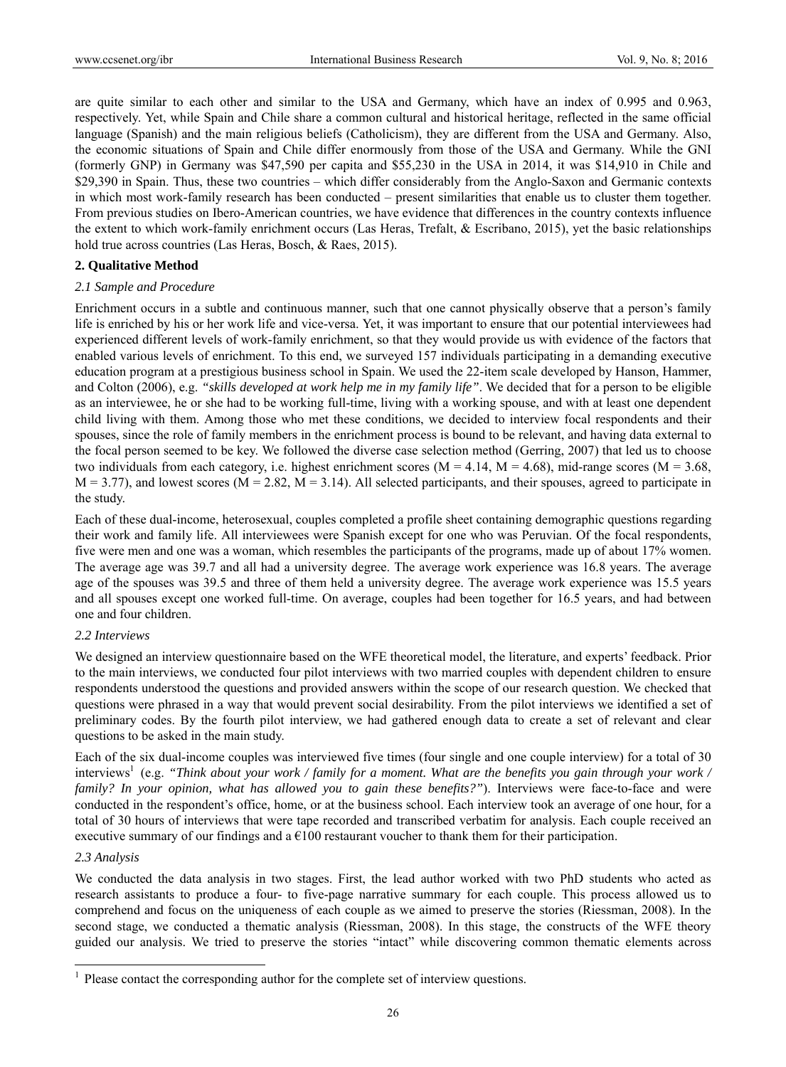are quite similar to each other and similar to the USA and Germany, which have an index of 0.995 and 0.963, respectively. Yet, while Spain and Chile share a common cultural and historical heritage, reflected in the same official language (Spanish) and the main religious beliefs (Catholicism), they are different from the USA and Germany. Also, the economic situations of Spain and Chile differ enormously from those of the USA and Germany. While the GNI (formerly GNP) in Germany was $47,590 per capita and $55,230 in the USA in 2014, it was $14,910 in Chile and $29,390 in Spain. Thus, these two countries – which differ considerably from the Anglo-Saxon and Germanic contexts in which most work-family research has been conducted – present similarities that enable us to cluster them together. From previous studies on Ibero-American countries, we have evidence that differences in the country contexts influence the extent to which work-family enrichment occurs (Las Heras, Trefalt, & Escribano, 2015), yet the basic relationships hold true across countries (Las Heras, Bosch, & Raes, 2015).

## 2. Qualitative Method

### 2.1 Sample and Procedure

Enrichment occurs in a subtle and continuous manner, such that one cannot physically observe that a person's family life is enriched by his or her work life and vice-versa. Yet, it was important to ensure that our potential interviewees had experienced different levels of work-family enrichment, so that they would provide us with evidence of the factors that enabled various levels of enrichment. To this end, we surveyed 157 individuals participating in a demanding executive education program at a prestigious business school in Spain. We used the 22-item scale developed by Hanson, Hammer, and Colton (2006), e.g. *"skills developed at work help me in my family life"*. We decided that for a person to be eligible as an interviewee, he or she had to be working full-time, living with a working spouse, and with at least one dependent child living with them. Among those who met these conditions, we decided to interview focal respondents and their spouses, since the role of family members in the enrichment process is bound to be relevant, and having data external to the focal person seemed to be key. We followed the diverse case selection method (Gerring, 2007) that led us to choose two individuals from each category, i.e. highest enrichment scores ($M = 4.14$, $M = 4.68$), mid-range scores ($M = 3.68$, $M = 3.77$), and lowest scores ($M = 2.82$, $M = 3.14$). All selected participants, and their spouses, agreed to participate in the study.

Each of these dual-income, heterosexual, couples completed a profile sheet containing demographic questions regarding their work and family life. All interviewees were Spanish except for one who was Peruvian. Of the focal respondents, five were men and one was a woman, which resembles the participants of the programs, made up of about 17% women. The average age was 39.7 and all had a university degree. The average work experience was 16.8 years. The average age of the spouses was 39.5 and three of them held a university degree. The average work experience was 15.5 years and all spouses except one worked full-time. On average, couples had been together for 16.5 years, and had between one and four children.

### 2.2 Interviews

We designed an interview questionnaire based on the WFE theoretical model, the literature, and experts' feedback. Prior to the main interviews, we conducted four pilot interviews with two married couples with dependent children to ensure respondents understood the questions and provided answers within the scope of our research question. We checked that questions were phrased in a way that would prevent social desirability. From the pilot interviews we identified a set of preliminary codes. By the fourth pilot interview, we had gathered enough data to create a set of relevant and clear questions to be asked in the main study.

Each of the six dual-income couples was interviewed five times (four single and one couple interview) for a total of 30 interviews[1] (e.g. *"Think about your work / family for a moment. What are the benefits you gain through your work / family? In your opinion, what has allowed you to gain these benefits?"*). Interviews were face-to-face and were conducted in the respondent's office, home, or at the business school. Each interview took an average of one hour, for a total of 30 hours of interviews that were tape recorded and transcribed verbatim for analysis. Each couple received an executive summary of our findings and a €100 restaurant voucher to thank them for their participation.

### 2.3 Analysis

We conducted the data analysis in two stages. First, the lead author worked with two PhD students who acted as research assistants to produce a four- to five-page narrative summary for each couple. This process allowed us to comprehend and focus on the uniqueness of each couple as we aimed to preserve the stories (Riessman, 2008). In the second stage, we conducted a thematic analysis (Riessman, 2008). In this stage, the constructs of the WFE theory guided our analysis. We tried to preserve the stories "intact" while discovering common thematic elements across

---

[1] Please contact the corresponding author for the complete set of interview questions.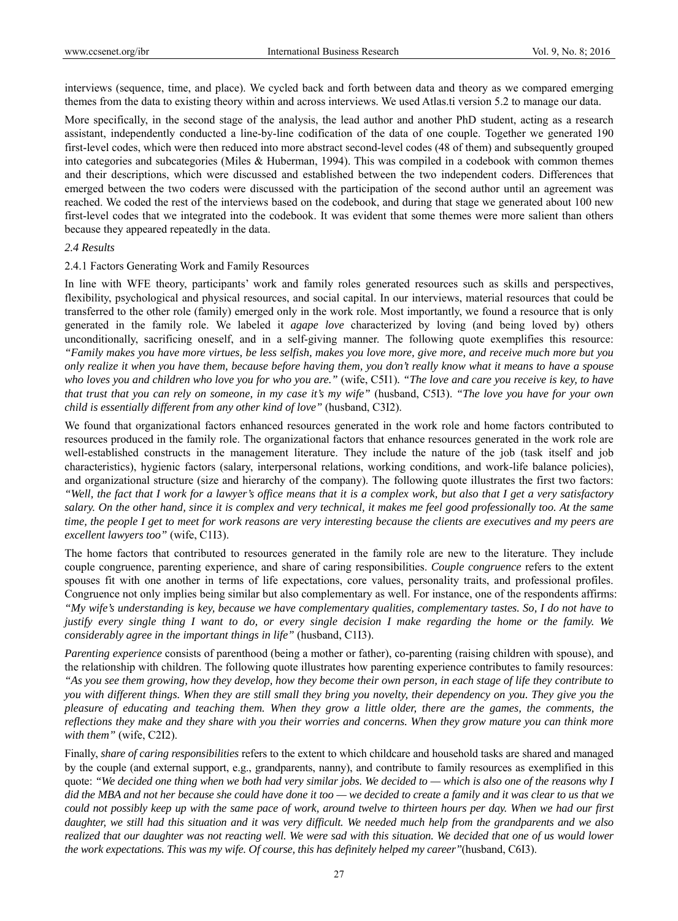interviews (sequence, time, and place). We cycled back and forth between data and theory as we compared emerging themes from the data to existing theory within and across interviews. We used Atlas.ti version 5.2 to manage our data.

More specifically, in the second stage of the analysis, the lead author and another PhD student, acting as a research assistant, independently conducted a line-by-line codification of the data of one couple. Together we generated 190 first-level codes, which were then reduced into more abstract second-level codes (48 of them) and subsequently grouped into categories and subcategories (Miles & Huberman, 1994). This was compiled in a codebook with common themes and their descriptions, which were discussed and established between the two independent coders. Differences that emerged between the two coders were discussed with the participation of the second author until an agreement was reached. We coded the rest of the interviews based on the codebook, and during that stage we generated about 100 new first-level codes that we integrated into the codebook. It was evident that some themes were more salient than others because they appeared repeatedly in the data.

### *2.4 Results*

#### 2.4.1 Factors Generating Work and Family Resources

In line with WFE theory, participants' work and family roles generated resources such as skills and perspectives, flexibility, psychological and physical resources, and social capital. In our interviews, material resources that could be transferred to the other role (family) emerged only in the work role. Most importantly, we found a resource that is only generated in the family role. We labeled it *agape love* characterized by loving (and being loved by) others unconditionally, sacrificing oneself, and in a self-giving manner. The following quote exemplifies this resource: *"Family makes you have more virtues, be less selfish, makes you love more, give more, and receive much more but you only realize it when you have them, because before having them, you don't really know what it means to have a spouse who loves you and children who love you for who you are."* (wife, C5I1). *"The love and care you receive is key, to have that trust that you can rely on someone, in my case it's my wife"* (husband, C5I3). *"The love you have for your own child is essentially different from any other kind of love"* (husband, C3I2).

We found that organizational factors enhanced resources generated in the work role and home factors contributed to resources produced in the family role. The organizational factors that enhance resources generated in the work role are well-established constructs in the management literature. They include the nature of the job (task itself and job characteristics), hygienic factors (salary, interpersonal relations, working conditions, and work-life balance policies), and organizational structure (size and hierarchy of the company). The following quote illustrates the first two factors: *"Well, the fact that I work for a lawyer's office means that it is a complex work, but also that I get a very satisfactory salary. On the other hand, since it is complex and very technical, it makes me feel good professionally too. At the same time, the people I get to meet for work reasons are very interesting because the clients are executives and my peers are excellent lawyers too"* (wife, C1I3).

The home factors that contributed to resources generated in the family role are new to the literature. They include couple congruence, parenting experience, and share of caring responsibilities. *Couple congruence* refers to the extent spouses fit with one another in terms of life expectations, core values, personality traits, and professional profiles. Congruence not only implies being similar but also complementary as well. For instance, one of the respondents affirms: *"My wife's understanding is key, because we have complementary qualities, complementary tastes. So, I do not have to justify every single thing I want to do, or every single decision I make regarding the home or the family. We considerably agree in the important things in life"* (husband, C1I3).

*Parenting experience* consists of parenthood (being a mother or father), co-parenting (raising children with spouse), and the relationship with children. The following quote illustrates how parenting experience contributes to family resources: *"As you see them growing, how they develop, how they become their own person, in each stage of life they contribute to you with different things. When they are still small they bring you novelty, their dependency on you. They give you the pleasure of educating and teaching them. When they grow a little older, there are the games, the comments, the reflections they make and they share with you their worries and concerns. When they grow mature you can think more with them"* (wife, C2I2).

Finally, *share of caring responsibilities* refers to the extent to which childcare and household tasks are shared and managed by the couple (and external support, e.g., grandparents, nanny), and contribute to family resources as exemplified in this quote: *"We decided one thing when we both had very similar jobs. We decided to — which is also one of the reasons why I did the MBA and not her because she could have done it too — we decided to create a family and it was clear to us that we could not possibly keep up with the same pace of work, around twelve to thirteen hours per day. When we had our first daughter, we still had this situation and it was very difficult. We needed much help from the grandparents and we also realized that our daughter was not reacting well. We were sad with this situation. We decided that one of us would lower the work expectations. This was my wife. Of course, this has definitely helped my career"*(husband, C6I3).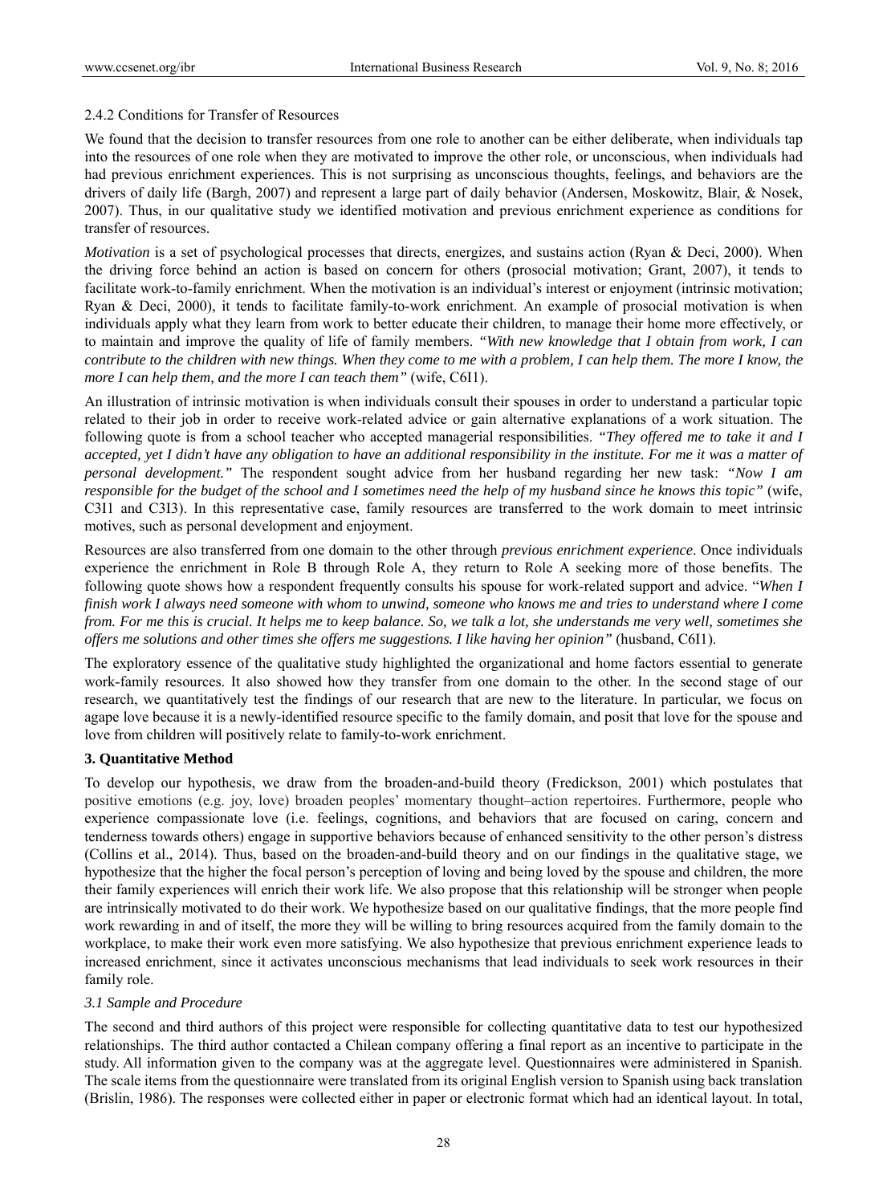### 2.4.2 Conditions for Transfer of Resources

We found that the decision to transfer resources from one role to another can be either deliberate, when individuals tap into the resources of one role when they are motivated to improve the other role, or unconscious, when individuals had had previous enrichment experiences. This is not surprising as unconscious thoughts, feelings, and behaviors are the drivers of daily life (Bargh, 2007) and represent a large part of daily behavior (Andersen, Moskowitz, Blair, & Nosek, 2007). Thus, in our qualitative study we identified motivation and previous enrichment experience as conditions for transfer of resources.

*Motivation* is a set of psychological processes that directs, energizes, and sustains action (Ryan & Deci, 2000). When the driving force behind an action is based on concern for others (prosocial motivation; Grant, 2007), it tends to facilitate work-to-family enrichment. When the motivation is an individual's interest or enjoyment (intrinsic motivation; Ryan & Deci, 2000), it tends to facilitate family-to-work enrichment. An example of prosocial motivation is when individuals apply what they learn from work to better educate their children, to manage their home more effectively, or to maintain and improve the quality of life of family members. *"With new knowledge that I obtain from work, I can contribute to the children with new things. When they come to me with a problem, I can help them. The more I know, the more I can help them, and the more I can teach them"* (wife, C6I1).

An illustration of intrinsic motivation is when individuals consult their spouses in order to understand a particular topic related to their job in order to receive work-related advice or gain alternative explanations of a work situation. The following quote is from a school teacher who accepted managerial responsibilities. *"They offered me to take it and I accepted, yet I didn't have any obligation to have an additional responsibility in the institute. For me it was a matter of personal development."* The respondent sought advice from her husband regarding her new task: *"Now I am responsible for the budget of the school and I sometimes need the help of my husband since he knows this topic"* (wife, C3I1 and C3I3). In this representative case, family resources are transferred to the work domain to meet intrinsic motives, such as personal development and enjoyment.

Resources are also transferred from one domain to the other through *previous enrichment experience*. Once individuals experience the enrichment in Role B through Role A, they return to Role A seeking more of those benefits. The following quote shows how a respondent frequently consults his spouse for work-related support and advice. "*When I finish work I always need someone with whom to unwind, someone who knows me and tries to understand where I come from. For me this is crucial. It helps me to keep balance. So, we talk a lot, she understands me very well, sometimes she offers me solutions and other times she offers me suggestions. I like having her opinion"* (husband, C6I1).

The exploratory essence of the qualitative study highlighted the organizational and home factors essential to generate work-family resources. It also showed how they transfer from one domain to the other. In the second stage of our research, we quantitatively test the findings of our research that are new to the literature. In particular, we focus on agape love because it is a newly-identified resource specific to the family domain, and posit that love for the spouse and love from children will positively relate to family-to-work enrichment.

## 3. Quantitative Method

To develop our hypothesis, we draw from the broaden-and-build theory (Fredickson, 2001) which postulates that positive emotions (e.g. joy, love) broaden peoples' momentary thought–action repertoires. Furthermore, people who experience compassionate love (i.e. feelings, cognitions, and behaviors that are focused on caring, concern and tenderness towards others) engage in supportive behaviors because of enhanced sensitivity to the other person's distress (Collins et al., 2014). Thus, based on the broaden-and-build theory and on our findings in the qualitative stage, we hypothesize that the higher the focal person's perception of loving and being loved by the spouse and children, the more their family experiences will enrich their work life. We also propose that this relationship will be stronger when people are intrinsically motivated to do their work. We hypothesize based on our qualitative findings, that the more people find work rewarding in and of itself, the more they will be willing to bring resources acquired from the family domain to the workplace, to make their work even more satisfying. We also hypothesize that previous enrichment experience leads to increased enrichment, since it activates unconscious mechanisms that lead individuals to seek work resources in their family role.

### *3.1 Sample and Procedure*

The second and third authors of this project were responsible for collecting quantitative data to test our hypothesized relationships. The third author contacted a Chilean company offering a final report as an incentive to participate in the study. All information given to the company was at the aggregate level. Questionnaires were administered in Spanish. The scale items from the questionnaire were translated from its original English version to Spanish using back translation (Brislin, 1986). The responses were collected either in paper or electronic format which had an identical layout. In total,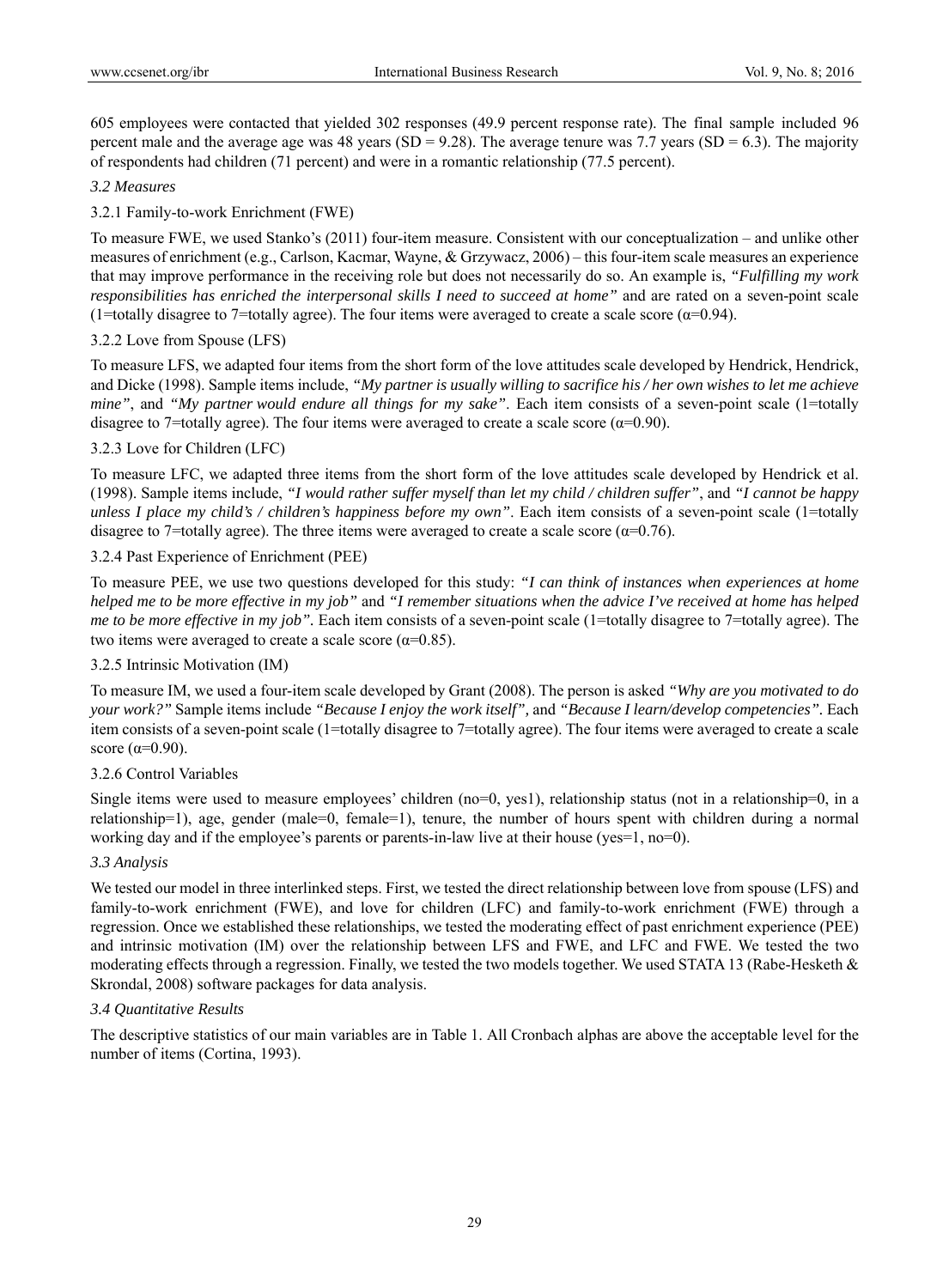605 employees were contacted that yielded 302 responses (49.9 percent response rate). The final sample included 96 percent male and the average age was 48 years (SD = 9.28). The average tenure was 7.7 years (SD = 6.3). The majority of respondents had children (71 percent) and were in a romantic relationship (77.5 percent).

### *3.2 Measures*

#### 3.2.1 Family-to-work Enrichment (FWE)

To measure FWE, we used Stanko's (2011) four-item measure. Consistent with our conceptualization – and unlike other measures of enrichment (e.g., Carlson, Kacmar, Wayne, & Grzywacz, 2006) – this four-item scale measures an experience that may improve performance in the receiving role but does not necessarily do so. An example is, *"Fulfilling my work responsibilities has enriched the interpersonal skills I need to succeed at home"* and are rated on a seven-point scale (1=totally disagree to 7=totally agree). The four items were averaged to create a scale score ($\alpha$=0.94).

#### 3.2.2 Love from Spouse (LFS)

To measure LFS, we adapted four items from the short form of the love attitudes scale developed by Hendrick, Hendrick, and Dicke (1998). Sample items include, *"My partner is usually willing to sacrifice his / her own wishes to let me achieve mine"*, and *"My partner would endure all things for my sake"*. Each item consists of a seven-point scale (1=totally disagree to 7=totally agree). The four items were averaged to create a scale score ($\alpha$=0.90).

#### 3.2.3 Love for Children (LFC)

To measure LFC, we adapted three items from the short form of the love attitudes scale developed by Hendrick et al. (1998). Sample items include, *"I would rather suffer myself than let my child / children suffer"*, and *"I cannot be happy unless I place my child's / children's happiness before my own"*. Each item consists of a seven-point scale (1=totally disagree to 7=totally agree). The three items were averaged to create a scale score ($\alpha$=0.76).

#### 3.2.4 Past Experience of Enrichment (PEE)

To measure PEE, we use two questions developed for this study: *"I can think of instances when experiences at home helped me to be more effective in my job"* and *"I remember situations when the advice I've received at home has helped me to be more effective in my job".* Each item consists of a seven-point scale (1=totally disagree to 7=totally agree). The two items were averaged to create a scale score ($\alpha$=0.85).

#### 3.2.5 Intrinsic Motivation (IM)

To measure IM, we used a four-item scale developed by Grant (2008). The person is asked *"Why are you motivated to do your work?"* Sample items include *"Because I enjoy the work itself",* and *"Because I learn/develop competencies".* Each item consists of a seven-point scale (1=totally disagree to 7=totally agree). The four items were averaged to create a scale score ($\alpha$=0.90).

#### 3.2.6 Control Variables

Single items were used to measure employees' children (no=0, yes1), relationship status (not in a relationship=0, in a relationship=1), age, gender (male=0, female=1), tenure, the number of hours spent with children during a normal working day and if the employee's parents or parents-in-law live at their house (yes=1, no=0).

### *3.3 Analysis*

We tested our model in three interlinked steps. First, we tested the direct relationship between love from spouse (LFS) and family-to-work enrichment (FWE), and love for children (LFC) and family-to-work enrichment (FWE) through a regression. Once we established these relationships, we tested the moderating effect of past enrichment experience (PEE) and intrinsic motivation (IM) over the relationship between LFS and FWE, and LFC and FWE. We tested the two moderating effects through a regression. Finally, we tested the two models together. We used STATA 13 (Rabe-Hesketh & Skrondal, 2008) software packages for data analysis.

### *3.4 Quantitative Results*

The descriptive statistics of our main variables are in Table 1. All Cronbach alphas are above the acceptable level for the number of items (Cortina, 1993).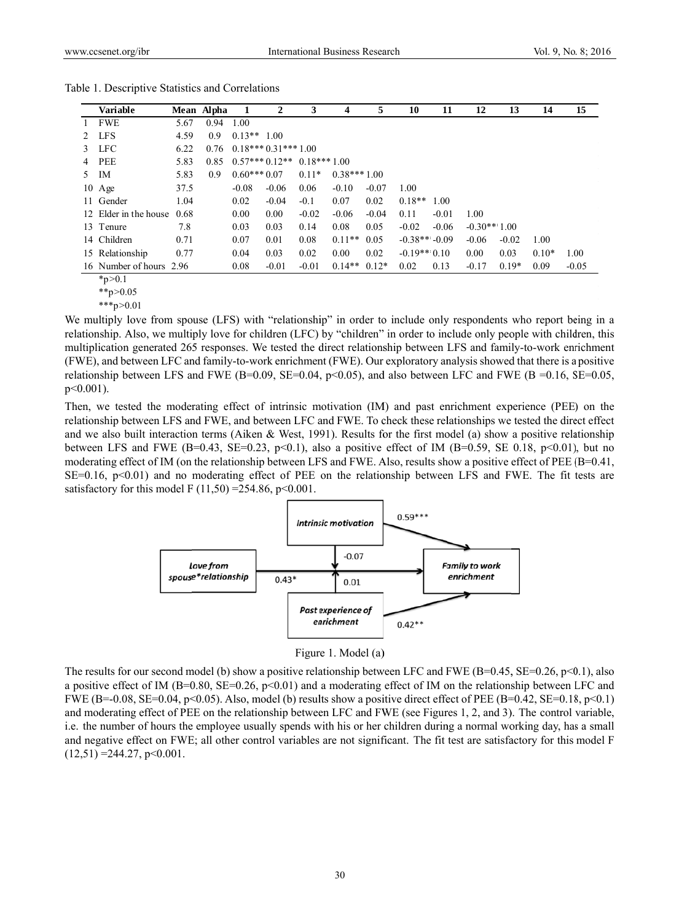Table 1. Descriptive Statistics and Correlations

| | Variable | Mean | Alpha | 1 | 2 | 3 | 4 | 5 | 10 | 11 | 12 | 13 | 14 | 15 |
|---|---|---|---|---|---|---|---|---|---|---|---|---|---|---|
| 1 | FWE | 5.67 | 0.94 | 1.00 | | | | | | | | | | |
| 2 | LFS | 4.59 | 0.9 | 0.13** | 1.00 | | | | | | | | | |
| 3 | LFC | 6.22 | 0.76 | 0.18*** | 0.31*** | 1.00 | | | | | | | | |
| 4 | PEE | 5.83 | 0.85 | 0.57*** | 0.12** | 0.18*** | 1.00 | | | | | | | |
| 5 | IM | 5.83 | 0.9 | 0.60*** | 0.07 | 0.11* | 0.38*** | 1.00 | | | | | | |
| 10 | Age | 37.5 | | -0.08 | -0.06 | 0.06 | -0.10 | -0.07 | 1.00 | | | | | |
| 11 | Gender | 1.04 | | 0.02 | -0.04 | -0.1 | 0.07 | 0.02 | 0.18** | 1.00 | | | | |
| 12 | Elder in the house | 0.68 | | 0.00 | 0.00 | -0.02 | -0.06 | -0.04 | 0.11 | -0.01 | 1.00 | | | |
| 13 | Tenure | 7.8 | | 0.03 | 0.03 | 0.14 | 0.08 | 0.05 | -0.02 | -0.06 | -0.30*** | 1.00 | | |
| 14 | Children | 0.71 | | 0.07 | 0.01 | 0.08 | 0.11** | 0.05 | -0.38*** | -0.09 | -0.06 | -0.02 | 1.00 | |
| 15 | Relationship | 0.77 | | 0.04 | 0.03 | 0.02 | 0.00 | 0.02 | -0.19*** | 0.10 | 0.00 | 0.03 | 0.10* | 1.00 |
| 16 | Number of hours | 2.96 | | 0.08 | -0.01 | -0.01 | 0.14** | 0.12* | 0.02 | 0.13 | -0.17 | 0.19* | 0.09 | -0.05 |

*p>0.1

**p>0.05

***p>0.01

We multiply love from spouse (LFS) with "relationship" in order to include only respondents who report being in a relationship. Also, we multiply love for children (LFC) by "children" in order to include only people with children, this multiplication generated 265 responses. We tested the direct relationship between LFS and family-to-work enrichment (FWE), and between LFC and family-to-work enrichment (FWE). Our exploratory analysis showed that there is a positive relationship between LFS and FWE (B=0.09, SE=0.04, $p<0.05$), and also between LFC and FWE (B =0.16, SE=0.05, $p<0.001$).

Then, we tested the moderating effect of intrinsic motivation (IM) and past enrichment experience (PEE) on the relationship between LFS and FWE, and between LFC and FWE. To check these relationships we tested the direct effect and we also built interaction terms (Aiken & West, 1991). Results for the first model (a) show a positive relationship between LFS and FWE (B=0.43, SE=0.23, $p<0.1$), also a positive effect of IM (B=0.59, SE 0.18, $p<0.01$), but no moderating effect of IM (on the relationship between LFS and FWE. Also, results show a positive effect of PEE (B=0.41, SE=0.16, $p<0.01$) and no moderating effect of PEE on the relationship between LFS and FWE. The fit tests are satisfactory for this model $F(11,50)=254.86$, $p<0.001$.

Intrinsic motivation

0.59***

-0.07

Love from spouse*relationship

0.43*

0.01

Family to work enrichment

Past experience of enrichment

0.42**

Figure 1. Model (a)

The results for our second model (b) show a positive relationship between LFC and FWE (B=0.45, SE=0.26, $p<0.1$), also a positive effect of IM (B=0.80, SE=0.26, $p<0.01$) and a moderating effect of IM on the relationship between LFC and FWE (B=-0.08, SE=0.04, $p<0.05$). Also, model (b) results show a positive direct effect of PEE (B=0.42, SE=0.18, $p<0.1$) and moderating effect of PEE on the relationship between LFC and FWE (see Figures 1, 2, and 3). The control variable, i.e. the number of hours the employee usually spends with his or her children during a normal working day, has a small and negative effect on FWE; all other control variables are not significant. The fit test are satisfactory for this model $F(12,51)=244.27$, $p<0.001$.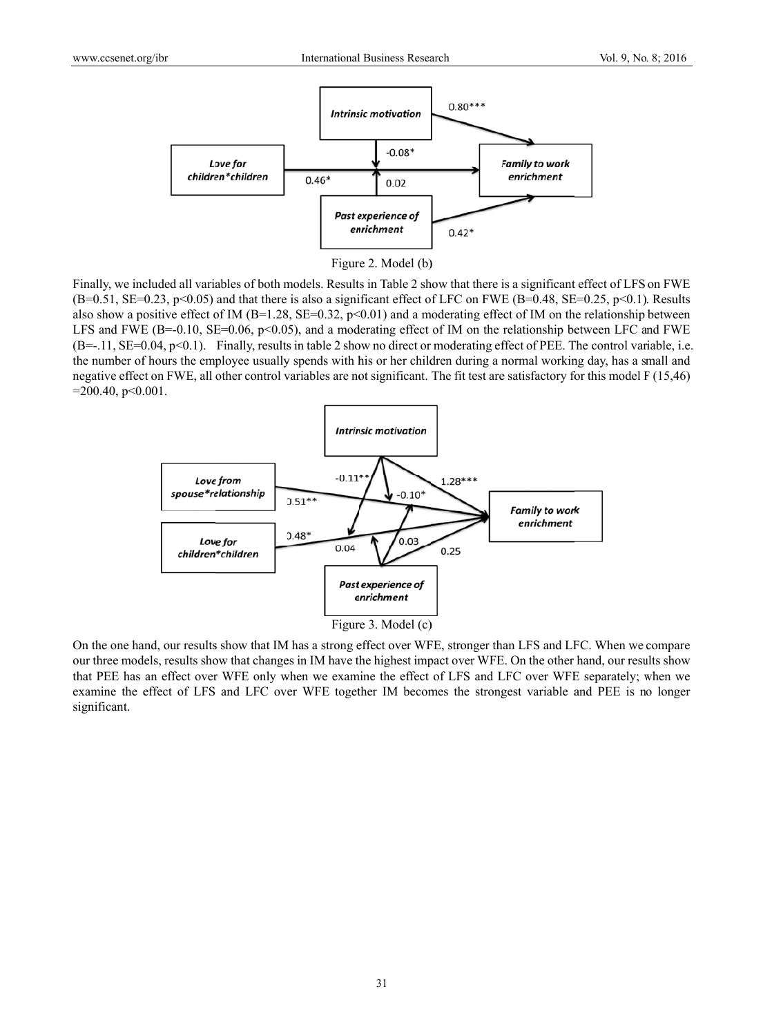Intrinsic motivation

0.80***

-0.08*

Love for children*children

0.46*

0.02

Family to work enrichment

Past experience of enrichment

0.42*

Figure 2. Model (b)

Finally, we included all variables of both models. Results in Table 2 show that there is a significant effect of LFS on FWE (B=0.51, SE=0.23, p<0.05) and that there is also a significant effect of LFC on FWE (B=0.48, SE=0.25, p<0.1). Results also show a positive effect of IM (B=1.28, SE=0.32, p<0.01) and a moderating effect of IM on the relationship between LFS and FWE (B=-0.10, SE=0.06, p<0.05), and a moderating effect of IM on the relationship between LFC and FWE (B=-.11, SE=0.04, p<0.1). Finally, results in table 2 show no direct or moderating effect of PEE. The control variable, i.e. the number of hours the employee usually spends with his or her children during a normal working day, has a small and negative effect on FWE, all other control variables are not significant. The fit test are satisfactory for this model F (15,46) =200.40, p<0.001.

Intrinsic motivation

Love from spouse*relationship

-0.11**

1.28***

-0.10*

0.51**

Family to work enrichment

Love for children*children

0.48*

0.04

0.03

0.25

Past experience of enrichment

Figure 3. Model (c)

On the one hand, our results show that IM has a strong effect over WFE, stronger than LFS and LFC. When we compare our three models, results show that changes in IM have the highest impact over WFE. On the other hand, our results show that PEE has an effect over WFE only when we examine the effect of LFS and LFC over WFE separately; when we examine the effect of LFS and LFC over WFE together IM becomes the strongest variable and PEE is no longer significant.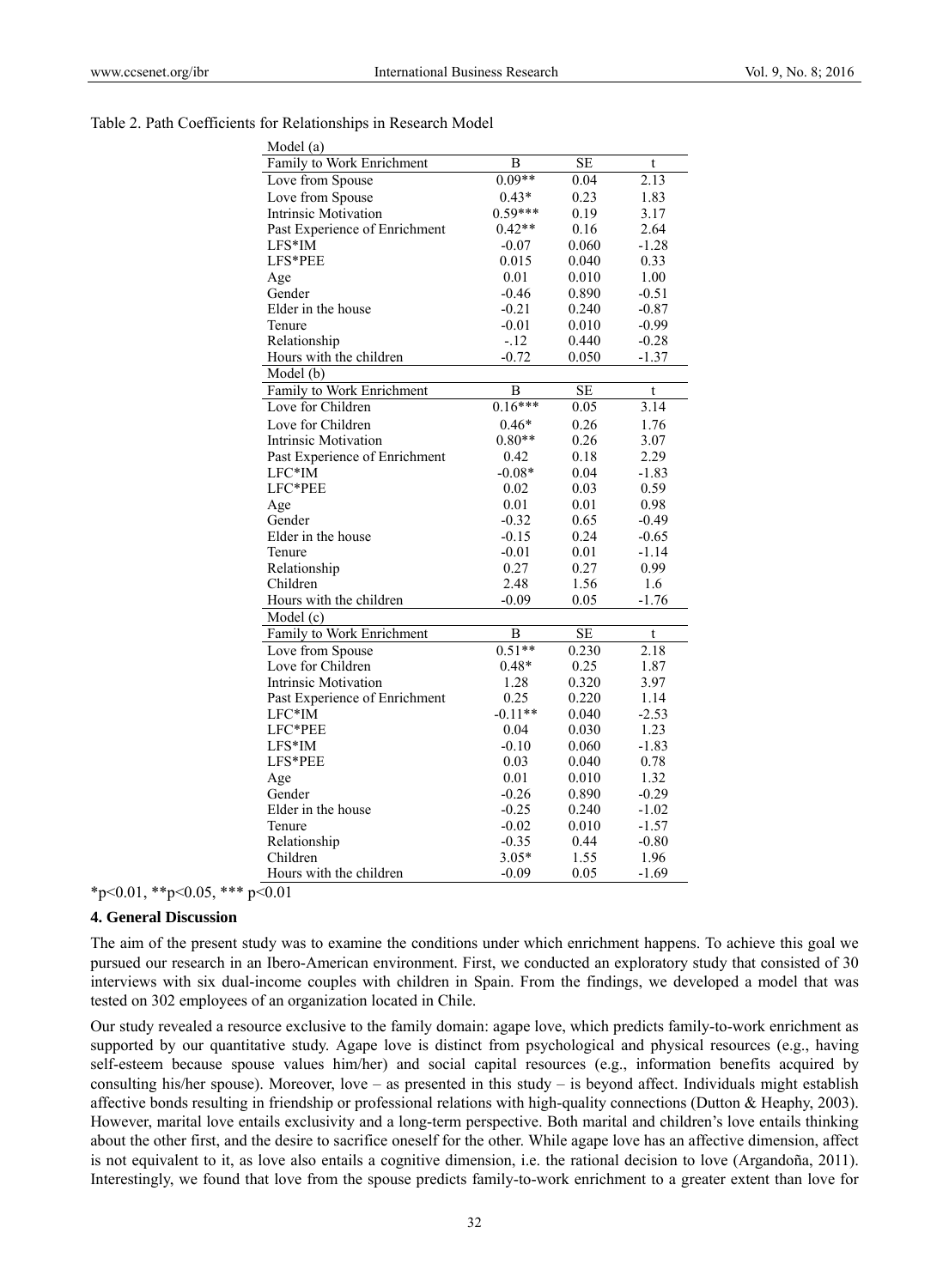Table 2. Path Coefficients for Relationships in Research Model

| Model (a) | | | |
|---|---|---|---|
| Family to Work Enrichment | B | SE | t |
| Love from Spouse | 0.09** | 0.04 | 2.13 |
| Love from Spouse | 0.43* | 0.23 | 1.83 |
| Intrinsic Motivation | 0.59*** | 0.19 | 3.17 |
| Past Experience of Enrichment | 0.42** | 0.16 | 2.64 |
| LFS*IM | -0.07 | 0.060 | -1.28 |
| LFS*PEE | 0.015 | 0.040 | 0.33 |
| Age | 0.01 | 0.010 | 1.00 |
| Gender | -0.46 | 0.890 | -0.51 |
| Elder in the house | -0.21 | 0.240 | -0.87 |
| Tenure | -0.01 | 0.010 | -0.99 |
| Relationship | -.12 | 0.440 | -0.28 |
| Hours with the children | -0.72 | 0.050 | -1.37 |
| **Model (b)** | | | |
| Family to Work Enrichment | B | SE | t |
| Love for Children | 0.16*** | 0.05 | 3.14 |
| Love for Children | 0.46* | 0.26 | 1.76 |
| Intrinsic Motivation | 0.80** | 0.26 | 3.07 |
| Past Experience of Enrichment | 0.42 | 0.18 | 2.29 |
| LFC*IM | -0.08* | 0.04 | -1.83 |
| LFC*PEE | 0.02 | 0.03 | 0.59 |
| Age | 0.01 | 0.01 | 0.98 |
| Gender | -0.32 | 0.65 | -0.49 |
| Elder in the house | -0.15 | 0.24 | -0.65 |
| Tenure | -0.01 | 0.01 | -1.14 |
| Relationship | 0.27 | 0.27 | 0.99 |
| Children | 2.48 | 1.56 | 1.6 |
| Hours with the children | -0.09 | 0.05 | -1.76 |
| **Model (c)** | | | |
| Family to Work Enrichment | B | SE | t |
| Love from Spouse | 0.51** | 0.230 | 2.18 |
| Love for Children | 0.48* | 0.25 | 1.87 |
| Intrinsic Motivation | 1.28 | 0.320 | 3.97 |
| Past Experience of Enrichment | 0.25 | 0.220 | 1.14 |
| LFC*IM | -0.11** | 0.040 | -2.53 |
| LFC*PEE | 0.04 | 0.030 | 1.23 |
| LFS*IM | -0.10 | 0.060 | -1.83 |
| LFS*PEE | 0.03 | 0.040 | 0.78 |
| Age | 0.01 | 0.010 | 1.32 |
| Gender | -0.26 | 0.890 | -0.29 |
| Elder in the house | -0.25 | 0.240 | -1.02 |
| Tenure | -0.02 | 0.010 | -1.57 |
| Relationship | -0.35 | 0.44 | -0.80 |
| Children | 3.05* | 1.55 | 1.96 |
| Hours with the children | -0.09 | 0.05 | -1.69 |

*$p<0.01$, **$p<0.05$, *** $p<0.01$

## 4. General Discussion

The aim of the present study was to examine the conditions under which enrichment happens. To achieve this goal we pursued our research in an Ibero-American environment. First, we conducted an exploratory study that consisted of 30 interviews with six dual-income couples with children in Spain. From the findings, we developed a model that was tested on 302 employees of an organization located in Chile.

Our study revealed a resource exclusive to the family domain: agape love, which predicts family-to-work enrichment as supported by our quantitative study. Agape love is distinct from psychological and physical resources (e.g., having self-esteem because spouse values him/her) and social capital resources (e.g., information benefits acquired by consulting his/her spouse). Moreover, love – as presented in this study – is beyond affect. Individuals might establish affective bonds resulting in friendship or professional relations with high-quality connections (Dutton & Heaphy, 2003). However, marital love entails exclusivity and a long-term perspective. Both marital and children's love entails thinking about the other first, and the desire to sacrifice oneself for the other. While agape love has an affective dimension, affect is not equivalent to it, as love also entails a cognitive dimension, i.e. the rational decision to love (Argandoña, 2011). Interestingly, we found that love from the spouse predicts family-to-work enrichment to a greater extent than love for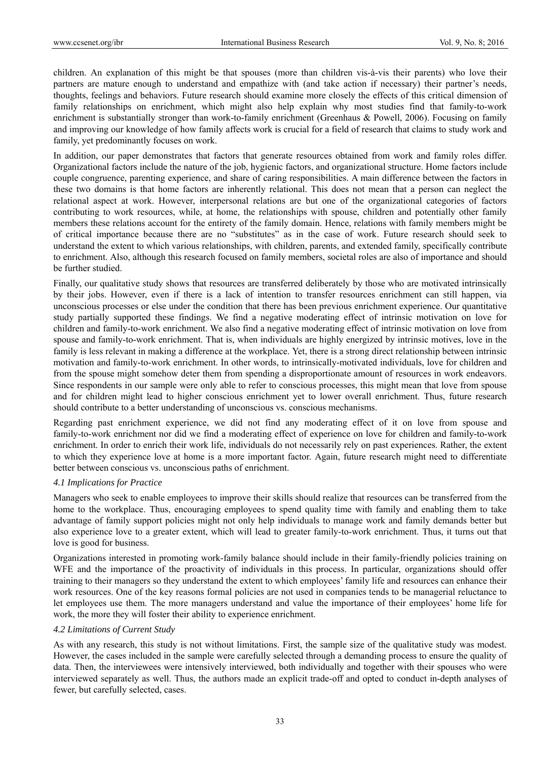children. An explanation of this might be that spouses (more than children vis-à-vis their parents) who love their partners are mature enough to understand and empathize with (and take action if necessary) their partner's needs, thoughts, feelings and behaviors. Future research should examine more closely the effects of this critical dimension of family relationships on enrichment, which might also help explain why most studies find that family-to-work enrichment is substantially stronger than work-to-family enrichment (Greenhaus & Powell, 2006). Focusing on family and improving our knowledge of how family affects work is crucial for a field of research that claims to study work and family, yet predominantly focuses on work.

In addition, our paper demonstrates that factors that generate resources obtained from work and family roles differ. Organizational factors include the nature of the job, hygienic factors, and organizational structure. Home factors include couple congruence, parenting experience, and share of caring responsibilities. A main difference between the factors in these two domains is that home factors are inherently relational. This does not mean that a person can neglect the relational aspect at work. However, interpersonal relations are but one of the organizational categories of factors contributing to work resources, while, at home, the relationships with spouse, children and potentially other family members these relations account for the entirety of the family domain. Hence, relations with family members might be of critical importance because there are no "substitutes" as in the case of work. Future research should seek to understand the extent to which various relationships, with children, parents, and extended family, specifically contribute to enrichment. Also, although this research focused on family members, societal roles are also of importance and should be further studied.

Finally, our qualitative study shows that resources are transferred deliberately by those who are motivated intrinsically by their jobs. However, even if there is a lack of intention to transfer resources enrichment can still happen, via unconscious processes or else under the condition that there has been previous enrichment experience. Our quantitative study partially supported these findings. We find a negative moderating effect of intrinsic motivation on love for children and family-to-work enrichment. We also find a negative moderating effect of intrinsic motivation on love from spouse and family-to-work enrichment. That is, when individuals are highly energized by intrinsic motives, love in the family is less relevant in making a difference at the workplace. Yet, there is a strong direct relationship between intrinsic motivation and family-to-work enrichment. In other words, to intrinsically-motivated individuals, love for children and from the spouse might somehow deter them from spending a disproportionate amount of resources in work endeavors. Since respondents in our sample were only able to refer to conscious processes, this might mean that love from spouse and for children might lead to higher conscious enrichment yet to lower overall enrichment. Thus, future research should contribute to a better understanding of unconscious vs. conscious mechanisms.

Regarding past enrichment experience, we did not find any moderating effect of it on love from spouse and family-to-work enrichment nor did we find a moderating effect of experience on love for children and family-to-work enrichment. In order to enrich their work life, individuals do not necessarily rely on past experiences. Rather, the extent to which they experience love at home is a more important factor. Again, future research might need to differentiate better between conscious vs. unconscious paths of enrichment.

### *4.1 Implications for Practice*

Managers who seek to enable employees to improve their skills should realize that resources can be transferred from the home to the workplace. Thus, encouraging employees to spend quality time with family and enabling them to take advantage of family support policies might not only help individuals to manage work and family demands better but also experience love to a greater extent, which will lead to greater family-to-work enrichment. Thus, it turns out that love is good for business.

Organizations interested in promoting work-family balance should include in their family-friendly policies training on WFE and the importance of the proactivity of individuals in this process. In particular, organizations should offer training to their managers so they understand the extent to which employees' family life and resources can enhance their work resources. One of the key reasons formal policies are not used in companies tends to be managerial reluctance to let employees use them. The more managers understand and value the importance of their employees' home life for work, the more they will foster their ability to experience enrichment.

### *4.2 Limitations of Current Study*

As with any research, this study is not without limitations. First, the sample size of the qualitative study was modest. However, the cases included in the sample were carefully selected through a demanding process to ensure the quality of data. Then, the interviewees were intensively interviewed, both individually and together with their spouses who were interviewed separately as well. Thus, the authors made an explicit trade-off and opted to conduct in-depth analyses of fewer, but carefully selected, cases.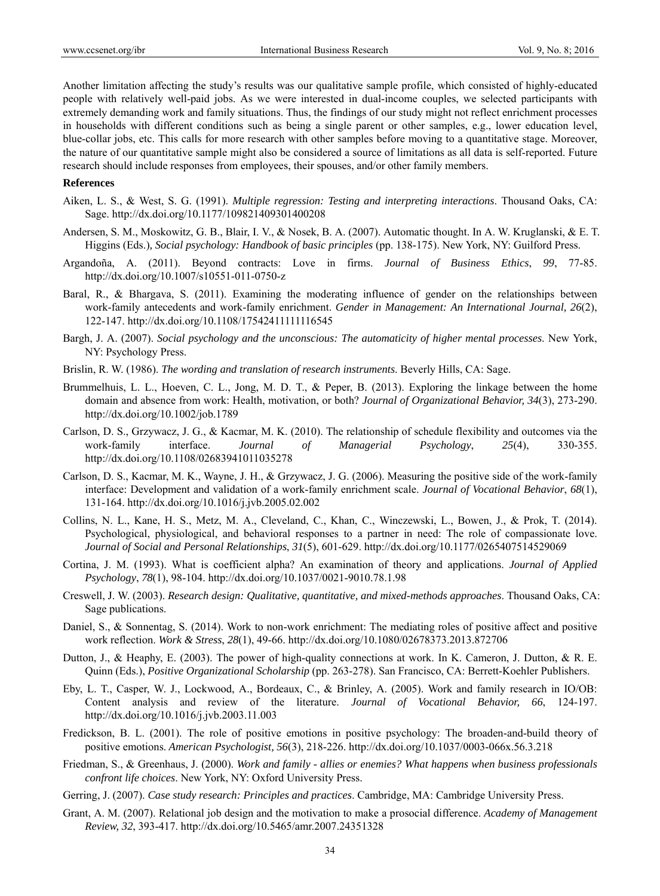Another limitation affecting the study's results was our qualitative sample profile, which consisted of highly-educated people with relatively well-paid jobs. As we were interested in dual-income couples, we selected participants with extremely demanding work and family situations. Thus, the findings of our study might not reflect enrichment processes in households with different conditions such as being a single parent or other samples, e.g., lower education level, blue-collar jobs, etc. This calls for more research with other samples before moving to a quantitative stage. Moreover, the nature of our quantitative sample might also be considered a source of limitations as all data is self-reported. Future research should include responses from employees, their spouses, and/or other family members.

**References**

Aiken, L. S., & West, S. G. (1991). *Multiple regression: Testing and interpreting interactions*. Thousand Oaks, CA: Sage. http://dx.doi.org/10.1177/109821409301400208

Andersen, S. M., Moskowitz, G. B., Blair, I. V., & Nosek, B. A. (2007). Automatic thought. In A. W. Kruglanski, & E. T. Higgins (Eds.), *Social psychology: Handbook of basic principles* (pp. 138-175). New York, NY: Guilford Press.

Argandoña, A. (2011). Beyond contracts: Love in firms. *Journal of Business Ethics*, *99*, 77-85. http://dx.doi.org/10.1007/s10551-011-0750-z

Baral, R., & Bhargava, S. (2011). Examining the moderating influence of gender on the relationships between work-family antecedents and work-family enrichment. *Gender in Management: An International Journal, 26*(2), 122-147. http://dx.doi.org/10.1108/17542411111116545

Bargh, J. A. (2007). *Social psychology and the unconscious: The automaticity of higher mental processes*. New York, NY: Psychology Press.

Brislin, R. W. (1986). *The wording and translation of research instruments*. Beverly Hills, CA: Sage.

Brummelhuis, L. L., Hoeven, C. L., Jong, M. D. T., & Peper, B. (2013). Exploring the linkage between the home domain and absence from work: Health, motivation, or both? *Journal of Organizational Behavior, 34*(3), 273-290. http://dx.doi.org/10.1002/job.1789

Carlson, D. S., Grzywacz, J. G., & Kacmar, M. K. (2010). The relationship of schedule flexibility and outcomes via the work-family interface. *Journal of Managerial Psychology*, *25*(4), 330-355. http://dx.doi.org/10.1108/02683941011035278

Carlson, D. S., Kacmar, M. K., Wayne, J. H., & Grzywacz, J. G. (2006). Measuring the positive side of the work-family interface: Development and validation of a work-family enrichment scale. *Journal of Vocational Behavior*, *68*(1), 131-164. http://dx.doi.org/10.1016/j.jvb.2005.02.002

Collins, N. L., Kane, H. S., Metz, M. A., Cleveland, C., Khan, C., Winczewski, L., Bowen, J., & Prok, T. (2014). Psychological, physiological, and behavioral responses to a partner in need: The role of compassionate love. *Journal of Social and Personal Relationships*, *31*(5), 601-629. http://dx.doi.org/10.1177/0265407514529069

Cortina, J. M. (1993). What is coefficient alpha? An examination of theory and applications. *Journal of Applied Psychology*, *78*(1), 98-104. http://dx.doi.org/10.1037/0021-9010.78.1.98

Creswell, J. W. (2003). *Research design: Qualitative, quantitative, and mixed-methods approaches*. Thousand Oaks, CA: Sage publications.

Daniel, S., & Sonnentag, S. (2014). Work to non-work enrichment: The mediating roles of positive affect and positive work reflection. *Work & Stress*, *28*(1), 49-66. http://dx.doi.org/10.1080/02678373.2013.872706

Dutton, J., & Heaphy, E. (2003). The power of high-quality connections at work. In K. Cameron, J. Dutton, & R. E. Quinn (Eds.), *Positive Organizational Scholarship* (pp. 263-278). San Francisco, CA: Berrett-Koehler Publishers.

Eby, L. T., Casper, W. J., Lockwood, A., Bordeaux, C., & Brinley, A. (2005). Work and family research in IO/OB: Content analysis and review of the literature. *Journal of Vocational Behavior, 66*, 124-197. http://dx.doi.org/10.1016/j.jvb.2003.11.003

Fredickson, B. L. (2001). The role of positive emotions in positive psychology: The broaden-and-build theory of positive emotions. *American Psychologist, 56*(3), 218-226. http://dx.doi.org/10.1037/0003-066x.56.3.218

Friedman, S., & Greenhaus, J. (2000). *Work and family - allies or enemies? What happens when business professionals confront life choices*. New York, NY: Oxford University Press.

Gerring, J. (2007). *Case study research: Principles and practices*. Cambridge, MA: Cambridge University Press.

Grant, A. M. (2007). Relational job design and the motivation to make a prosocial difference. *Academy of Management Review, 32*, 393-417. http://dx.doi.org/10.5465/amr.2007.24351328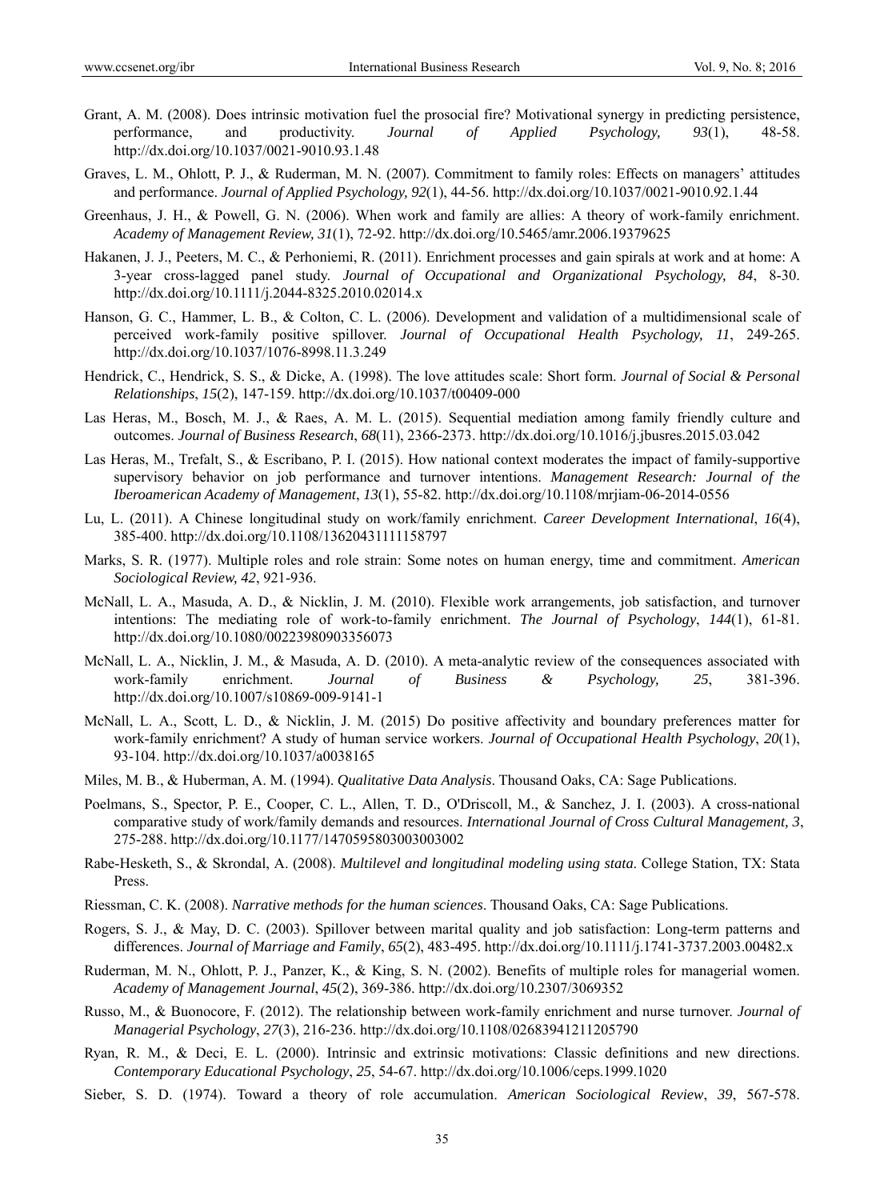Grant, A. M. (2008). Does intrinsic motivation fuel the prosocial fire? Motivational synergy in predicting persistence, performance, and productivity. *Journal of Applied Psychology, 93*(1), 48-58. http://dx.doi.org/10.1037/0021-9010.93.1.48

Graves, L. M., Ohlott, P. J., & Ruderman, M. N. (2007). Commitment to family roles: Effects on managers' attitudes and performance. *Journal of Applied Psychology, 92*(1), 44-56. http://dx.doi.org/10.1037/0021-9010.92.1.44

Greenhaus, J. H., & Powell, G. N. (2006). When work and family are allies: A theory of work-family enrichment. *Academy of Management Review, 31*(1), 72-92. http://dx.doi.org/10.5465/amr.2006.19379625

Hakanen, J. J., Peeters, M. C., & Perhoniemi, R. (2011). Enrichment processes and gain spirals at work and at home: A 3-year cross-lagged panel study. *Journal of Occupational and Organizational Psychology, 84*, 8-30. http://dx.doi.org/10.1111/j.2044-8325.2010.02014.x

Hanson, G. C., Hammer, L. B., & Colton, C. L. (2006). Development and validation of a multidimensional scale of perceived work-family positive spillover. *Journal of Occupational Health Psychology, 11*, 249-265. http://dx.doi.org/10.1037/1076-8998.11.3.249

Hendrick, C., Hendrick, S. S., & Dicke, A. (1998). The love attitudes scale: Short form. *Journal of Social & Personal Relationships*, *15*(2), 147-159. http://dx.doi.org/10.1037/t00409-000

Las Heras, M., Bosch, M. J., & Raes, A. M. L. (2015). Sequential mediation among family friendly culture and outcomes. *Journal of Business Research*, *68*(11), 2366-2373. http://dx.doi.org/10.1016/j.jbusres.2015.03.042

Las Heras, M., Trefalt, S., & Escribano, P. I. (2015). How national context moderates the impact of family-supportive supervisory behavior on job performance and turnover intentions. *Management Research: Journal of the Iberoamerican Academy of Management*, *13*(1), 55-82. http://dx.doi.org/10.1108/mrjiam-06-2014-0556

Lu, L. (2011). A Chinese longitudinal study on work/family enrichment. *Career Development International*, *16*(4), 385-400. http://dx.doi.org/10.1108/13620431111158797

Marks, S. R. (1977). Multiple roles and role strain: Some notes on human energy, time and commitment. *American Sociological Review, 42*, 921-936.

McNall, L. A., Masuda, A. D., & Nicklin, J. M. (2010). Flexible work arrangements, job satisfaction, and turnover intentions: The mediating role of work-to-family enrichment. *The Journal of Psychology*, *144*(1), 61-81. http://dx.doi.org/10.1080/00223980903356073

McNall, L. A., Nicklin, J. M., & Masuda, A. D. (2010). A meta-analytic review of the consequences associated with work-family enrichment. *Journal of Business & Psychology, 25*, 381-396. http://dx.doi.org/10.1007/s10869-009-9141-1

McNall, L. A., Scott, L. D., & Nicklin, J. M. (2015) Do positive affectivity and boundary preferences matter for work-family enrichment? A study of human service workers. *Journal of Occupational Health Psychology*, *20*(1), 93-104. http://dx.doi.org/10.1037/a0038165

Miles, M. B., & Huberman, A. M. (1994). *Qualitative Data Analysis*. Thousand Oaks, CA: Sage Publications.

Poelmans, S., Spector, P. E., Cooper, C. L., Allen, T. D., O'Driscoll, M., & Sanchez, J. I. (2003). A cross-national comparative study of work/family demands and resources. *International Journal of Cross Cultural Management, 3*, 275-288. http://dx.doi.org/10.1177/1470595803003003002

Rabe-Hesketh, S., & Skrondal, A. (2008). *Multilevel and longitudinal modeling using stata*. College Station, TX: Stata Press.

Riessman, C. K. (2008). *Narrative methods for the human sciences*. Thousand Oaks, CA: Sage Publications.

Rogers, S. J., & May, D. C. (2003). Spillover between marital quality and job satisfaction: Long-term patterns and differences. *Journal of Marriage and Family*, *65*(2), 483-495. http://dx.doi.org/10.1111/j.1741-3737.2003.00482.x

Ruderman, M. N., Ohlott, P. J., Panzer, K., & King, S. N. (2002). Benefits of multiple roles for managerial women. *Academy of Management Journal*, *45*(2), 369-386. http://dx.doi.org/10.2307/3069352

Russo, M., & Buonocore, F. (2012). The relationship between work-family enrichment and nurse turnover. *Journal of Managerial Psychology*, *27*(3), 216-236. http://dx.doi.org/10.1108/02683941211205790

Ryan, R. M., & Deci, E. L. (2000). Intrinsic and extrinsic motivations: Classic definitions and new directions. *Contemporary Educational Psychology*, *25*, 54-67. http://dx.doi.org/10.1006/ceps.1999.1020

Sieber, S. D. (1974). Toward a theory of role accumulation. *American Sociological Review*, *39*, 567-578.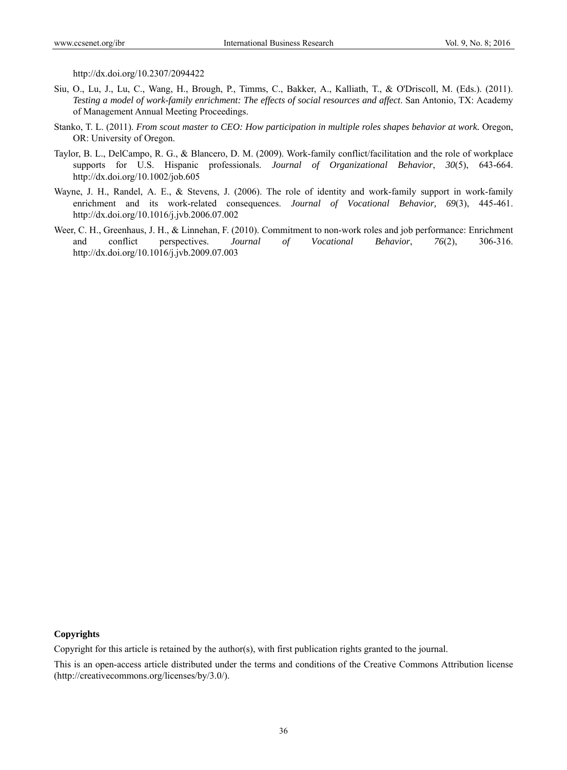http://dx.doi.org/10.2307/2094422

Siu, O., Lu, J., Lu, C., Wang, H., Brough, P., Timms, C., Bakker, A., Kalliath, T., & O'Driscoll, M. (Eds.). (2011). *Testing a model of work-family enrichment: The effects of social resources and affect*. San Antonio, TX: Academy of Management Annual Meeting Proceedings.

Stanko, T. L. (2011). *From scout master to CEO: How participation in multiple roles shapes behavior at work.* Oregon, OR: University of Oregon.

Taylor, B. L., DelCampo, R. G., & Blancero, D. M. (2009). Work-family conflict/facilitation and the role of workplace supports for U.S. Hispanic professionals. *Journal of Organizational Behavior*, *30*(5), 643-664. http://dx.doi.org/10.1002/job.605

Wayne, J. H., Randel, A. E., & Stevens, J. (2006). The role of identity and work-family support in work-family enrichment and its work-related consequences. *Journal of Vocational Behavior, 69*(3), 445-461. http://dx.doi.org/10.1016/j.jvb.2006.07.002

Weer, C. H., Greenhaus, J. H., & Linnehan, F. (2010). Commitment to non-work roles and job performance: Enrichment and conflict perspectives. *Journal of Vocational Behavior*, *76*(2), 306-316. http://dx.doi.org/10.1016/j.jvb.2009.07.003

**Copyrights**

Copyright for this article is retained by the author(s), with first publication rights granted to the journal.

This is an open-access article distributed under the terms and conditions of the Creative Commons Attribution license (http://creativecommons.org/licenses/by/3.0/).